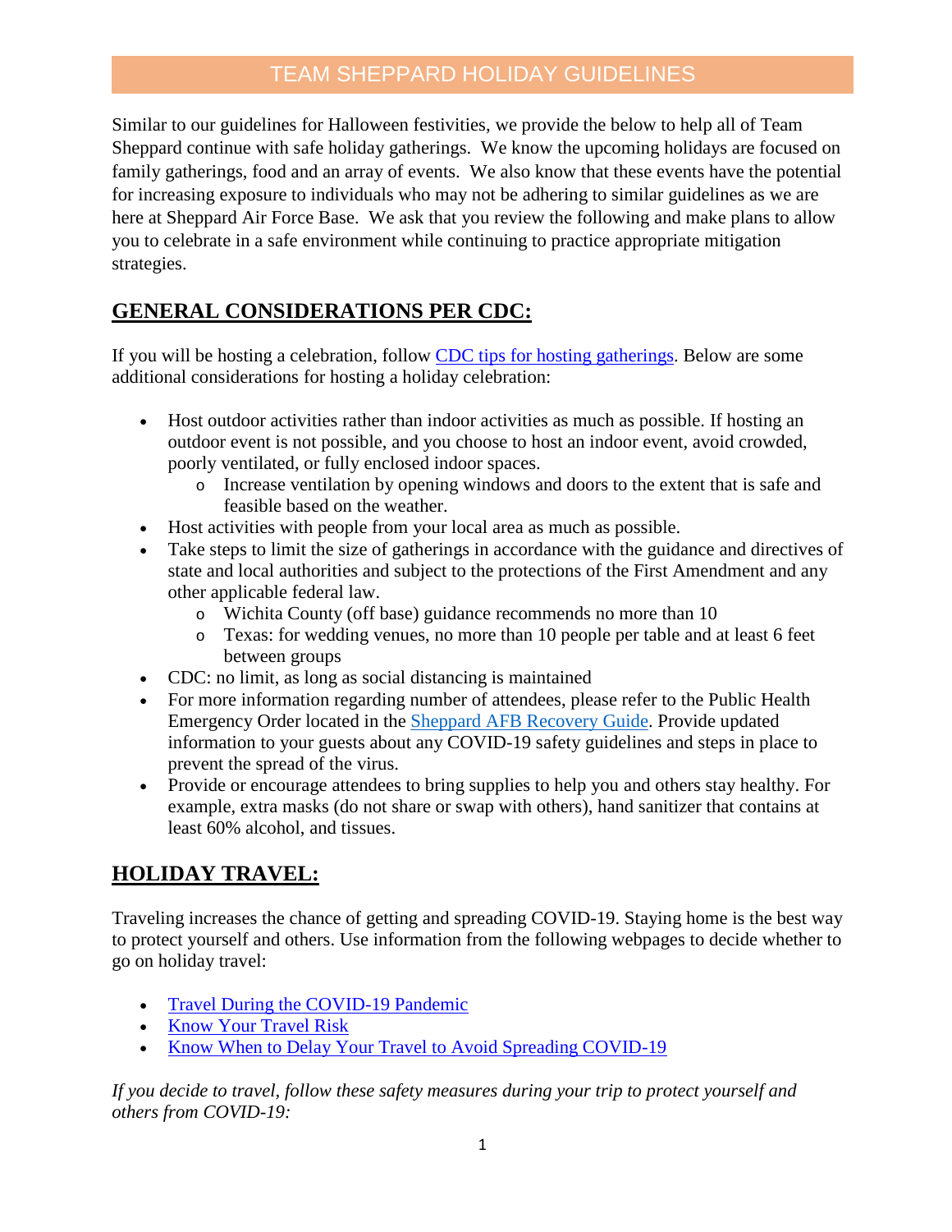# TEAM SHEPPARD HOLIDAY GUIDELINES

Similar to our guidelines for Halloween festivities, we provide the below to help all of Team Sheppard continue with safe holiday gatherings. We know the upcoming holidays are focused on family gatherings, food and an array of events. We also know that these events have the potential for increasing exposure to individuals who may not be adhering to similar guidelines as we are here at Sheppard Air Force Base. We ask that you review the following and make plans to allow you to celebrate in a safe environment while continuing to practice appropriate mitigation strategies.

## GENERAL CONSIDERATIONS PER CDC:

If you will be hosting a celebration, follow CDC tips for hosting gatherings. Below are some additional considerations for hosting a holiday celebration:

- Host outdoor activities rather than indoor activities as much as possible. If hosting an outdoor event is not possible, and you choose to host an indoor event, avoid crowded, poorly ventilated, or fully enclosed indoor spaces.
  - Increase ventilation by opening windows and doors to the extent that is safe and feasible based on the weather.
- Host activities with people from your local area as much as possible.
- Take steps to limit the size of gatherings in accordance with the guidance and directives of state and local authorities and subject to the protections of the First Amendment and any other applicable federal law.
  - Wichita County (off base) guidance recommends no more than 10
  - Texas: for wedding venues, no more than 10 people per table and at least 6 feet between groups
- CDC: no limit, as long as social distancing is maintained
- For more information regarding number of attendees, please refer to the Public Health Emergency Order located in the Sheppard AFB Recovery Guide. Provide updated information to your guests about any COVID-19 safety guidelines and steps in place to prevent the spread of the virus.
- Provide or encourage attendees to bring supplies to help you and others stay healthy. For example, extra masks (do not share or swap with others), hand sanitizer that contains at least 60% alcohol, and tissues.

## HOLIDAY TRAVEL:

Traveling increases the chance of getting and spreading COVID-19. Staying home is the best way to protect yourself and others. Use information from the following webpages to decide whether to go on holiday travel:

- Travel During the COVID-19 Pandemic
- Know Your Travel Risk
- Know When to Delay Your Travel to Avoid Spreading COVID-19

*If you decide to travel, follow these safety measures during your trip to protect yourself and others from COVID-19:*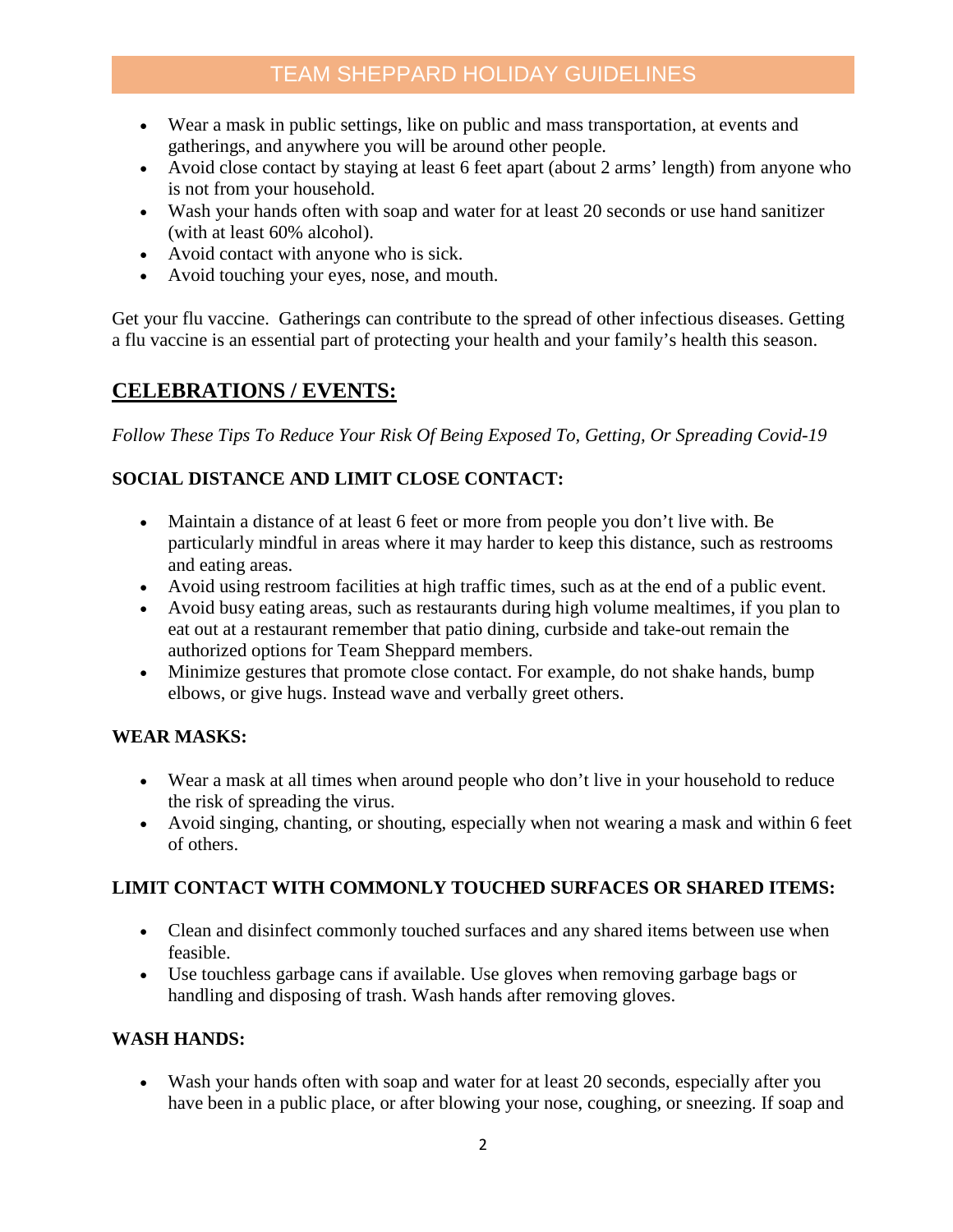- Wear a mask in public settings, like on public and mass transportation, at events and gatherings, and anywhere you will be around other people.
- Avoid close contact by staying at least 6 feet apart (about 2 arms' length) from anyone who is not from your household.
- Wash your hands often with soap and water for at least 20 seconds or use hand sanitizer (with at least 60% alcohol).
- Avoid contact with anyone who is sick.
- Avoid touching your eyes, nose, and mouth.

Get your flu vaccine. Gatherings can contribute to the spread of other infectious diseases. Getting a flu vaccine is an essential part of protecting your health and your family's health this season.

## CELEBRATIONS / EVENTS:

*Follow These Tips To Reduce Your Risk Of Being Exposed To, Getting, Or Spreading Covid-19*

### SOCIAL DISTANCE AND LIMIT CLOSE CONTACT:

- Maintain a distance of at least 6 feet or more from people you don't live with. Be particularly mindful in areas where it may harder to keep this distance, such as restrooms and eating areas.
- Avoid using restroom facilities at high traffic times, such as at the end of a public event.
- Avoid busy eating areas, such as restaurants during high volume mealtimes, if you plan to eat out at a restaurant remember that patio dining, curbside and take-out remain the authorized options for Team Sheppard members.
- Minimize gestures that promote close contact. For example, do not shake hands, bump elbows, or give hugs. Instead wave and verbally greet others.

### WEAR MASKS:

- Wear a mask at all times when around people who don't live in your household to reduce the risk of spreading the virus.
- Avoid singing, chanting, or shouting, especially when not wearing a mask and within 6 feet of others.

### LIMIT CONTACT WITH COMMONLY TOUCHED SURFACES OR SHARED ITEMS:

- Clean and disinfect commonly touched surfaces and any shared items between use when feasible.
- Use touchless garbage cans if available. Use gloves when removing garbage bags or handling and disposing of trash. Wash hands after removing gloves.

### WASH HANDS:

- Wash your hands often with soap and water for at least 20 seconds, especially after you have been in a public place, or after blowing your nose, coughing, or sneezing. If soap and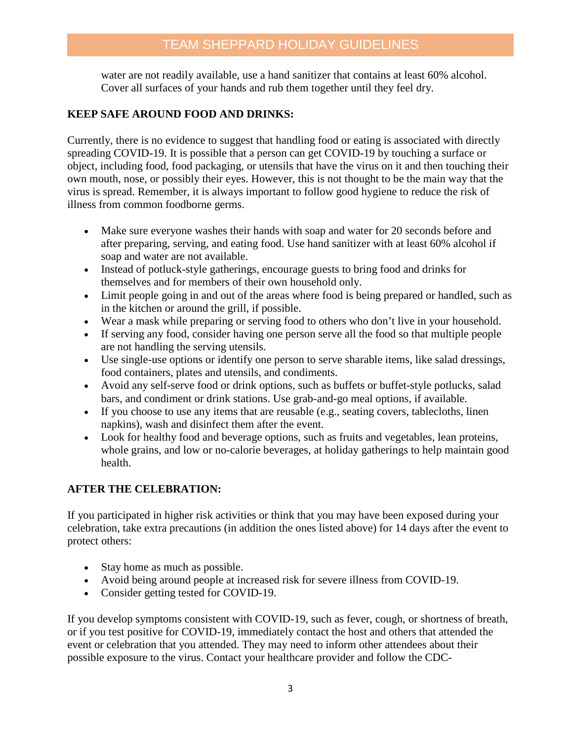water are not readily available, use a hand sanitizer that contains at least 60% alcohol. Cover all surfaces of your hands and rub them together until they feel dry.

**KEEP SAFE AROUND FOOD AND DRINKS:**

Currently, there is no evidence to suggest that handling food or eating is associated with directly spreading COVID-19. It is possible that a person can get COVID-19 by touching a surface or object, including food, food packaging, or utensils that have the virus on it and then touching their own mouth, nose, or possibly their eyes. However, this is not thought to be the main way that the virus is spread. Remember, it is always important to follow good hygiene to reduce the risk of illness from common foodborne germs.

- Make sure everyone washes their hands with soap and water for 20 seconds before and after preparing, serving, and eating food. Use hand sanitizer with at least 60% alcohol if soap and water are not available.
- Instead of potluck-style gatherings, encourage guests to bring food and drinks for themselves and for members of their own household only.
- Limit people going in and out of the areas where food is being prepared or handled, such as in the kitchen or around the grill, if possible.
- Wear a mask while preparing or serving food to others who don't live in your household.
- If serving any food, consider having one person serve all the food so that multiple people are not handling the serving utensils.
- Use single-use options or identify one person to serve sharable items, like salad dressings, food containers, plates and utensils, and condiments.
- Avoid any self-serve food or drink options, such as buffets or buffet-style potlucks, salad bars, and condiment or drink stations. Use grab-and-go meal options, if available.
- If you choose to use any items that are reusable (e.g., seating covers, tablecloths, linen napkins), wash and disinfect them after the event.
- Look for healthy food and beverage options, such as fruits and vegetables, lean proteins, whole grains, and low or no-calorie beverages, at holiday gatherings to help maintain good health.

**AFTER THE CELEBRATION:**

If you participated in higher risk activities or think that you may have been exposed during your celebration, take extra precautions (in addition the ones listed above) for 14 days after the event to protect others:

- Stay home as much as possible.
- Avoid being around people at increased risk for severe illness from COVID-19.
- Consider getting tested for COVID-19.

If you develop symptoms consistent with COVID-19, such as fever, cough, or shortness of breath, or if you test positive for COVID-19, immediately contact the host and others that attended the event or celebration that you attended. They may need to inform other attendees about their possible exposure to the virus. Contact your healthcare provider and follow the CDC-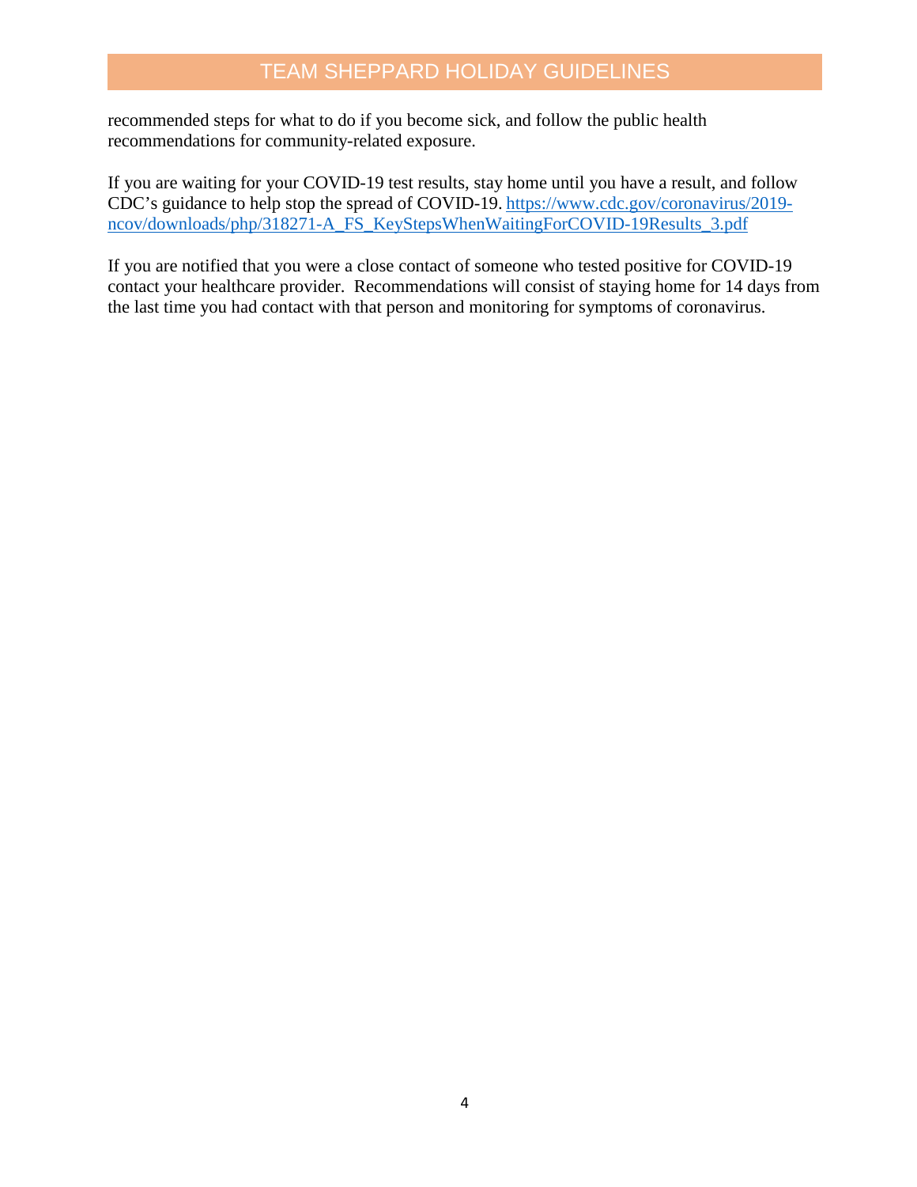recommended steps for what to do if you become sick, and follow the public health recommendations for community-related exposure.

If you are waiting for your COVID-19 test results, stay home until you have a result, and follow CDC's guidance to help stop the spread of COVID-19. https://www.cdc.gov/coronavirus/2019-ncov/downloads/php/318271-A_FS_KeyStepsWhenWaitingForCOVID-19Results_3.pdf

If you are notified that you were a close contact of someone who tested positive for COVID-19 contact your healthcare provider. Recommendations will consist of staying home for 14 days from the last time you had contact with that person and monitoring for symptoms of coronavirus.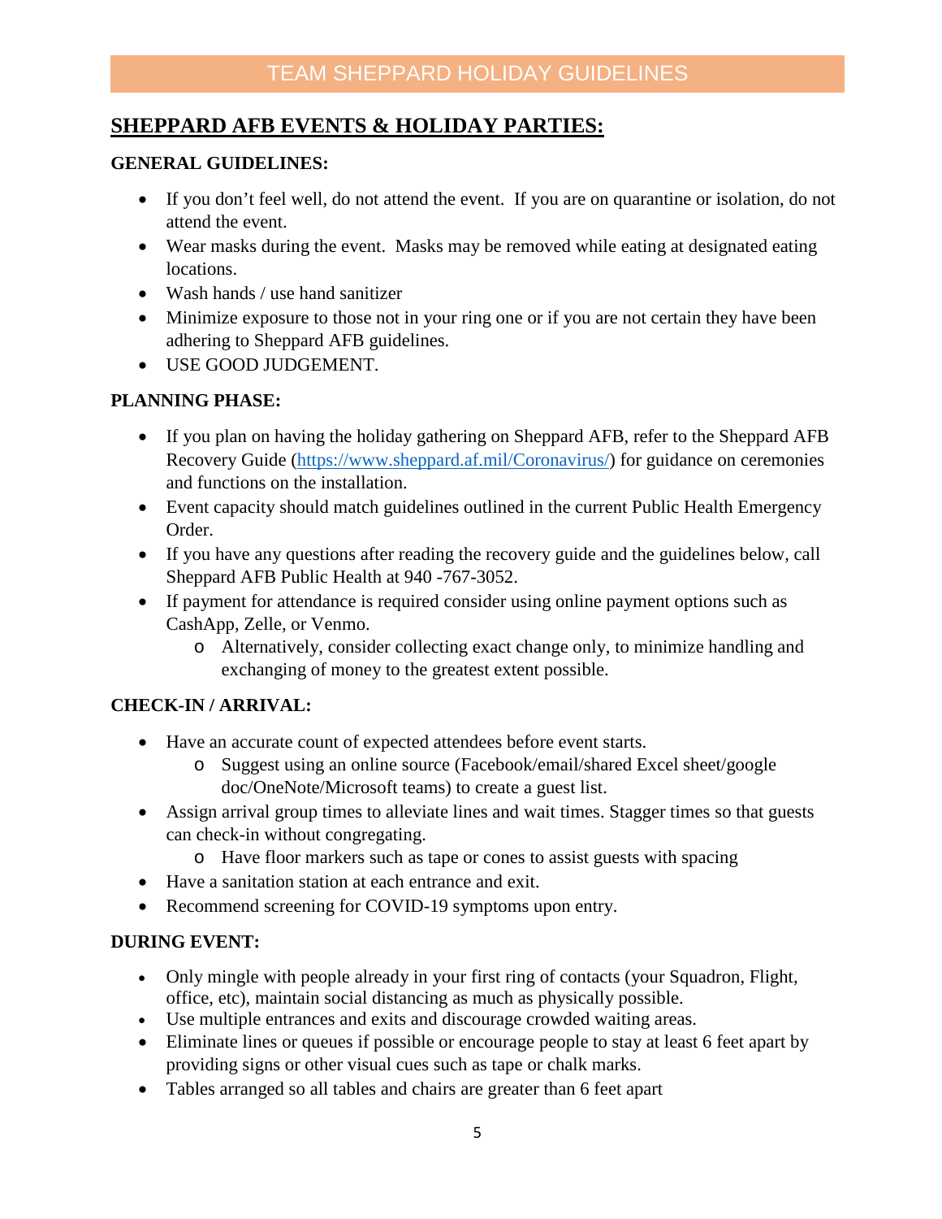## SHEPPARD AFB EVENTS & HOLIDAY PARTIES:

### GENERAL GUIDELINES:

- If you don't feel well, do not attend the event. If you are on quarantine or isolation, do not attend the event.
- Wear masks during the event. Masks may be removed while eating at designated eating locations.
- Wash hands / use hand sanitizer
- Minimize exposure to those not in your ring one or if you are not certain they have been adhering to Sheppard AFB guidelines.
- USE GOOD JUDGEMENT.

### PLANNING PHASE:

- If you plan on having the holiday gathering on Sheppard AFB, refer to the Sheppard AFB Recovery Guide (https://www.sheppard.af.mil/Coronavirus/) for guidance on ceremonies and functions on the installation.
- Event capacity should match guidelines outlined in the current Public Health Emergency Order.
- If you have any questions after reading the recovery guide and the guidelines below, call Sheppard AFB Public Health at 940 -767-3052.
- If payment for attendance is required consider using online payment options such as CashApp, Zelle, or Venmo.
  - Alternatively, consider collecting exact change only, to minimize handling and exchanging of money to the greatest extent possible.

### CHECK-IN / ARRIVAL:

- Have an accurate count of expected attendees before event starts.
  - Suggest using an online source (Facebook/email/shared Excel sheet/google doc/OneNote/Microsoft teams) to create a guest list.
- Assign arrival group times to alleviate lines and wait times. Stagger times so that guests can check-in without congregating.
  - Have floor markers such as tape or cones to assist guests with spacing
- Have a sanitation station at each entrance and exit.
- Recommend screening for COVID-19 symptoms upon entry.

### DURING EVENT:

- Only mingle with people already in your first ring of contacts (your Squadron, Flight, office, etc), maintain social distancing as much as physically possible.
- Use multiple entrances and exits and discourage crowded waiting areas.
- Eliminate lines or queues if possible or encourage people to stay at least 6 feet apart by providing signs or other visual cues such as tape or chalk marks.
- Tables arranged so all tables and chairs are greater than 6 feet apart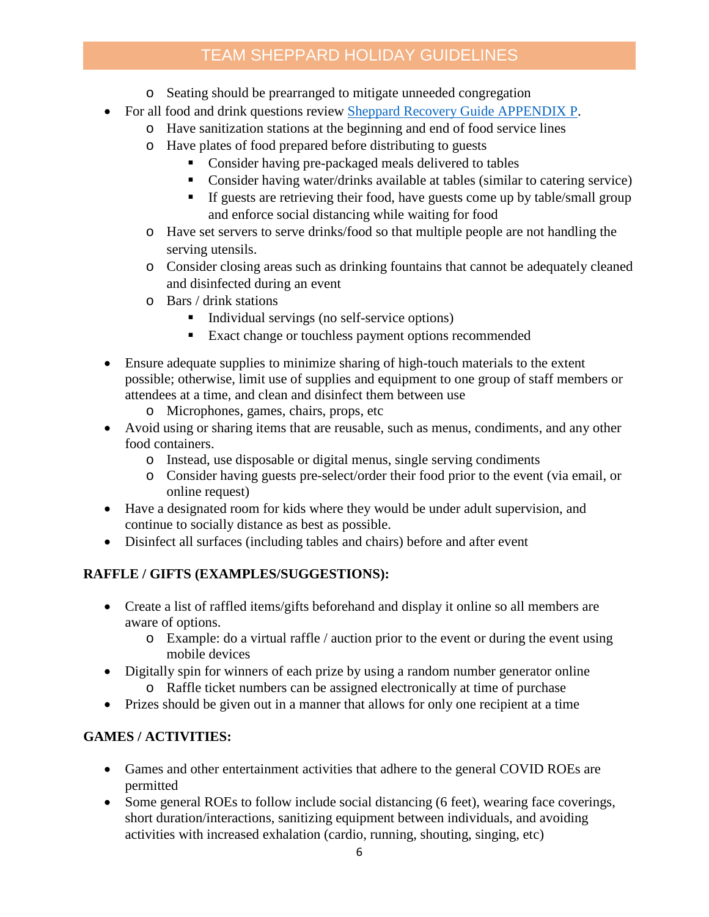- Seating should be prearranged to mitigate unneeded congregation
- For all food and drink questions review [Sheppard Recovery Guide APPENDIX P](#).
  - Have sanitization stations at the beginning and end of food service lines
  - Have plates of food prepared before distributing to guests
    - Consider having pre-packaged meals delivered to tables
    - Consider having water/drinks available at tables (similar to catering service)
    - If guests are retrieving their food, have guests come up by table/small group and enforce social distancing while waiting for food
  - Have set servers to serve drinks/food so that multiple people are not handling the serving utensils.
  - Consider closing areas such as drinking fountains that cannot be adequately cleaned and disinfected during an event
  - Bars / drink stations
    - Individual servings (no self-service options)
    - Exact change or touchless payment options recommended
- Ensure adequate supplies to minimize sharing of high-touch materials to the extent possible; otherwise, limit use of supplies and equipment to one group of staff members or attendees at a time, and clean and disinfect them between use
  - Microphones, games, chairs, props, etc
- Avoid using or sharing items that are reusable, such as menus, condiments, and any other food containers.
  - Instead, use disposable or digital menus, single serving condiments
  - Consider having guests pre-select/order their food prior to the event (via email, or online request)
- Have a designated room for kids where they would be under adult supervision, and continue to socially distance as best as possible.
- Disinfect all surfaces (including tables and chairs) before and after event

**RAFFLE / GIFTS (EXAMPLES/SUGGESTIONS):**

- Create a list of raffled items/gifts beforehand and display it online so all members are aware of options.
  - Example: do a virtual raffle / auction prior to the event or during the event using mobile devices
- Digitally spin for winners of each prize by using a random number generator online
  - Raffle ticket numbers can be assigned electronically at time of purchase
- Prizes should be given out in a manner that allows for only one recipient at a time

**GAMES / ACTIVITIES:**

- Games and other entertainment activities that adhere to the general COVID ROEs are permitted
- Some general ROEs to follow include social distancing (6 feet), wearing face coverings, short duration/interactions, sanitizing equipment between individuals, and avoiding activities with increased exhalation (cardio, running, shouting, singing, etc)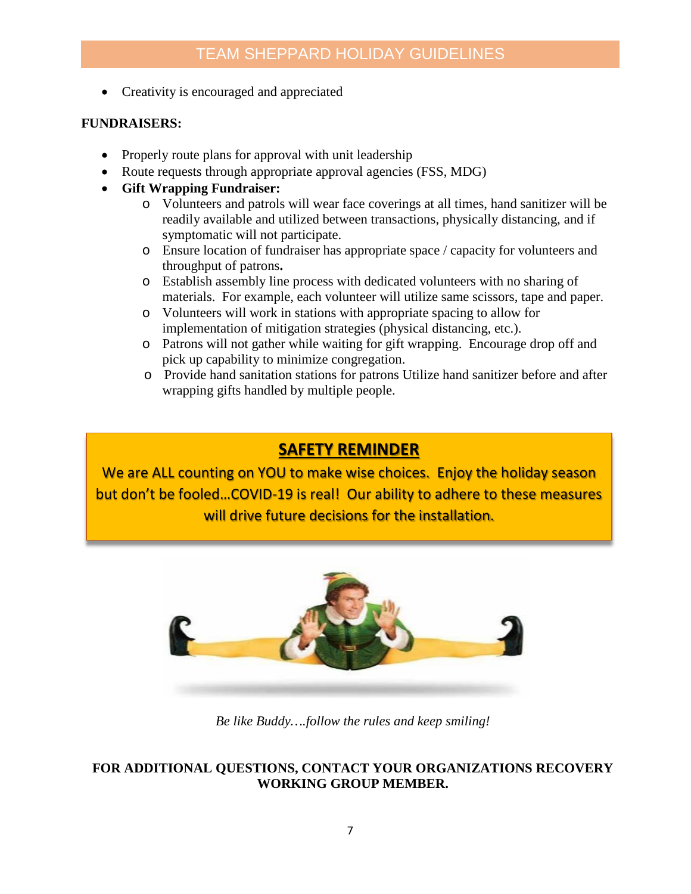- Creativity is encouraged and appreciated

**FUNDRAISERS:**

- Properly route plans for approval with unit leadership
- Route requests through appropriate approval agencies (FSS, MDG)
- **Gift Wrapping Fundraiser:**
    - Volunteers and patrols will wear face coverings at all times, hand sanitizer will be readily available and utilized between transactions, physically distancing, and if symptomatic will not participate.
    - Ensure location of fundraiser has appropriate space / capacity for volunteers and throughput of patrons**.**
    - Establish assembly line process with dedicated volunteers with no sharing of materials. For example, each volunteer will utilize same scissors, tape and paper.
    - Volunteers will work in stations with appropriate spacing to allow for implementation of mitigation strategies (physical distancing, etc.).
    - Patrons will not gather while waiting for gift wrapping. Encourage drop off and pick up capability to minimize congregation.
    - Provide hand sanitation stations for patrons Utilize hand sanitizer before and after wrapping gifts handled by multiple people.

**SAFETY REMINDER**

We are ALL counting on YOU to make wise choices. Enjoy the holiday season but don't be fooled…COVID-19 is real! Our ability to adhere to these measures will drive future decisions for the installation.

*Be like Buddy….follow the rules and keep smiling!*

**FOR ADDITIONAL QUESTIONS, CONTACT YOUR ORGANIZATIONS RECOVERY WORKING GROUP MEMBER.**